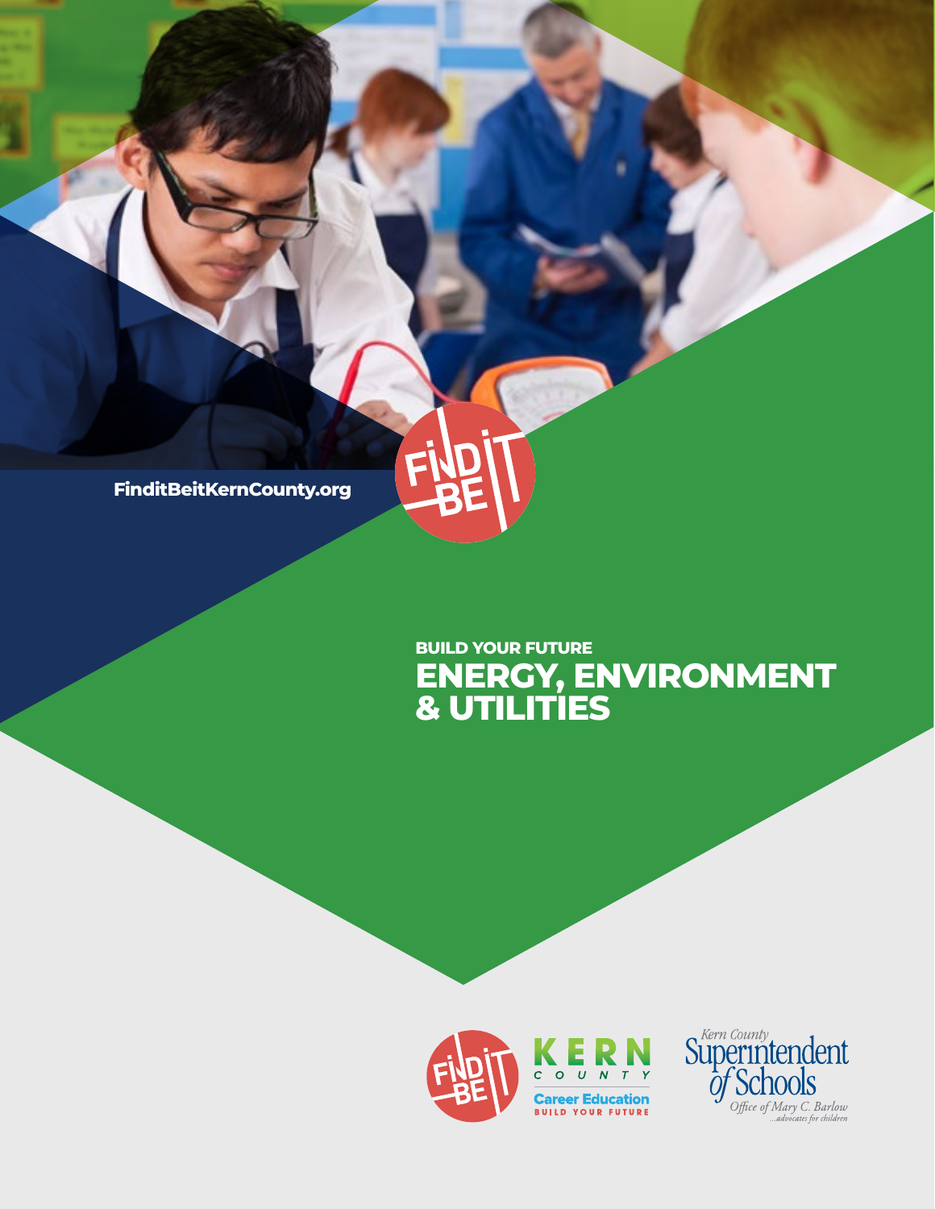FinditBeitKernCounty.org

BUILD YOUR FUTURE

# ENERGY, ENVIRONMENT & UTILITIES

KERN COUNTY

Career Education

BUILD YOUR FUTURE

Kern County Superintendent of Schools

Office of Mary C. Barlow

...advocates for children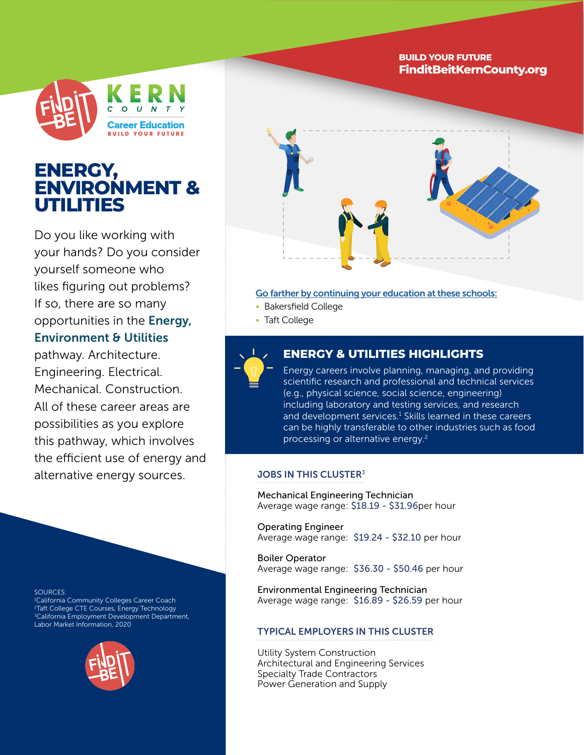BUILD YOUR FUTURE
FinditBeitKernCounty.org

KERN COUNTY
Career Education
BUILD YOUR FUTURE

# ENERGY, ENVIRONMENT & UTILITIES

Do you like working with your hands? Do you consider yourself someone who likes figuring out problems? If so, there are so many opportunities in the **Energy, Environment & Utilities** pathway. Architecture. Engineering. Electrical. Mechanical. Construction. All of these career areas are possibilities as you explore this pathway, which involves the efficient use of energy and alternative energy sources.

Go farther by continuing your education at these schools:

- Bakersfield College
- Taft College

## ENERGY & UTILITIES HIGHLIGHTS

Energy careers involve planning, managing, and providing scientific research and professional and technical services (e.g., physical science, social science, engineering) including laboratory and testing services, and research and development services.[1] Skills learned in these careers can be highly transferable to other industries such as food processing or alternative energy.[2]

### JOBS IN THIS CLUSTER[3]

Mechanical Engineering Technician
Average wage range: $18.19 - $31.96per hour

Operating Engineer
Average wage range: $19.24 - $32.10 per hour

Boiler Operator
Average wage range: $36.30 - $50.46 per hour

Environmental Engineering Technician
Average wage range: $16.89 - $26.59 per hour

### TYPICAL EMPLOYERS IN THIS CLUSTER

Utility System Construction
Architectural and Engineering Services
Specialty Trade Contractors
Power Generation and Supply

SOURCES:
[1]California Community Colleges Career Coach
[2]Taft College CTE Courses, Energy Technology
[3]California Employment Development Department, Labor Market Information, 2020